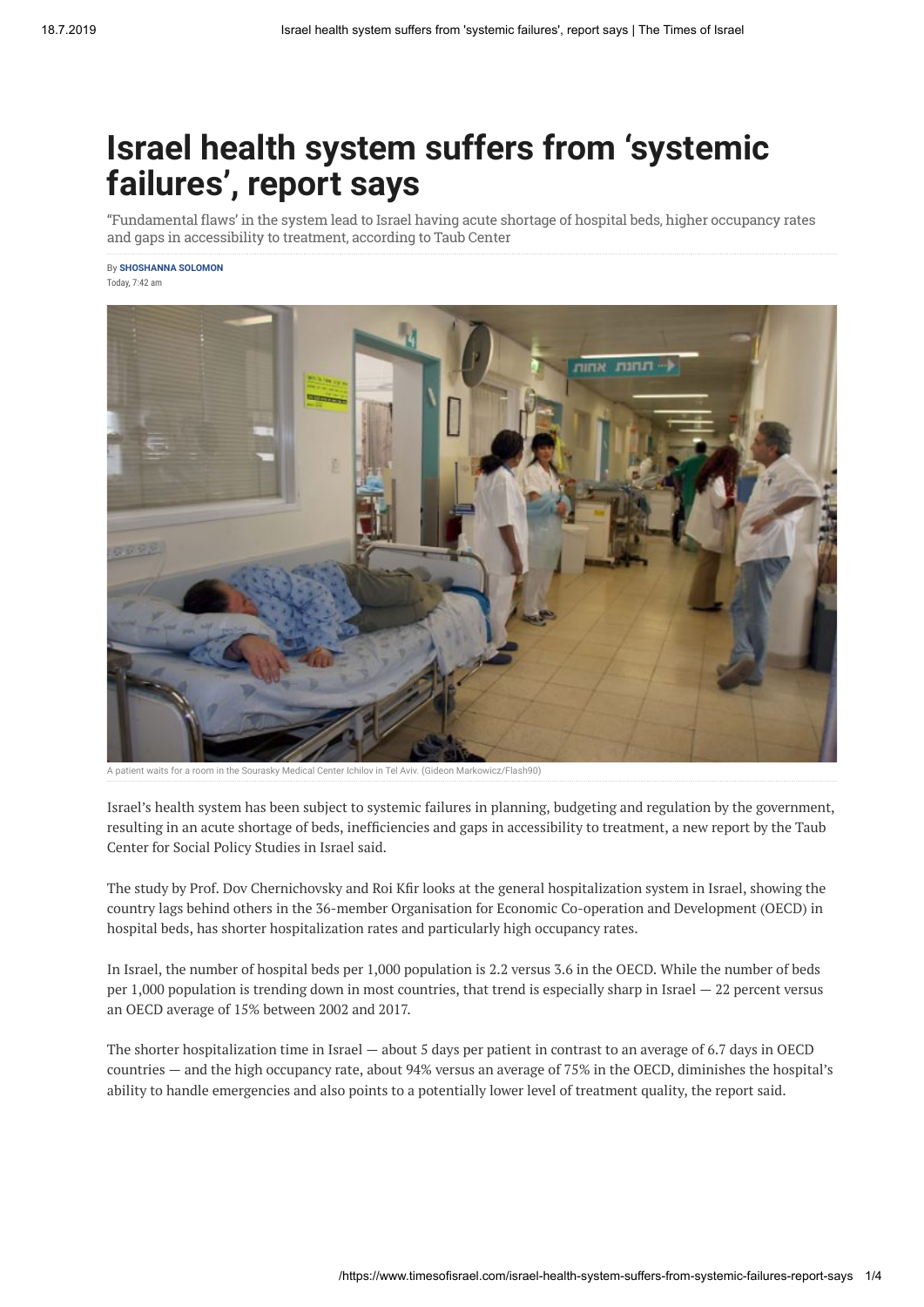# Israel health system suffers from 'systemic failures', report says

"Fundamental flaws' in the system lead to Israel having acute shortage of hospital beds, higher occupancy rates and gaps in accessibility to treatment, according to Taub Center

By **SHOSHANNA SOLOMON**
Today, 7:42 am

A patient waits for a room in the Sourasky Medical Center Ichilov in Tel Aviv. (Gideon Markowicz/Flash90)

Israel's health system has been subject to systemic failures in planning, budgeting and regulation by the government, resulting in an acute shortage of beds, inefficiencies and gaps in accessibility to treatment, a new report by the Taub Center for Social Policy Studies in Israel said.

The study by Prof. Dov Chernichovsky and Roi Kfir looks at the general hospitalization system in Israel, showing the country lags behind others in the 36-member Organisation for Economic Co-operation and Development (OECD) in hospital beds, has shorter hospitalization rates and particularly high occupancy rates.

In Israel, the number of hospital beds per 1,000 population is 2.2 versus 3.6 in the OECD. While the number of beds per 1,000 population is trending down in most countries, that trend is especially sharp in Israel — 22 percent versus an OECD average of 15% between 2002 and 2017.

The shorter hospitalization time in Israel — about 5 days per patient in contrast to an average of 6.7 days in OECD countries — and the high occupancy rate, about 94% versus an average of 75% in the OECD, diminishes the hospital's ability to handle emergencies and also points to a potentially lower level of treatment quality, the report said.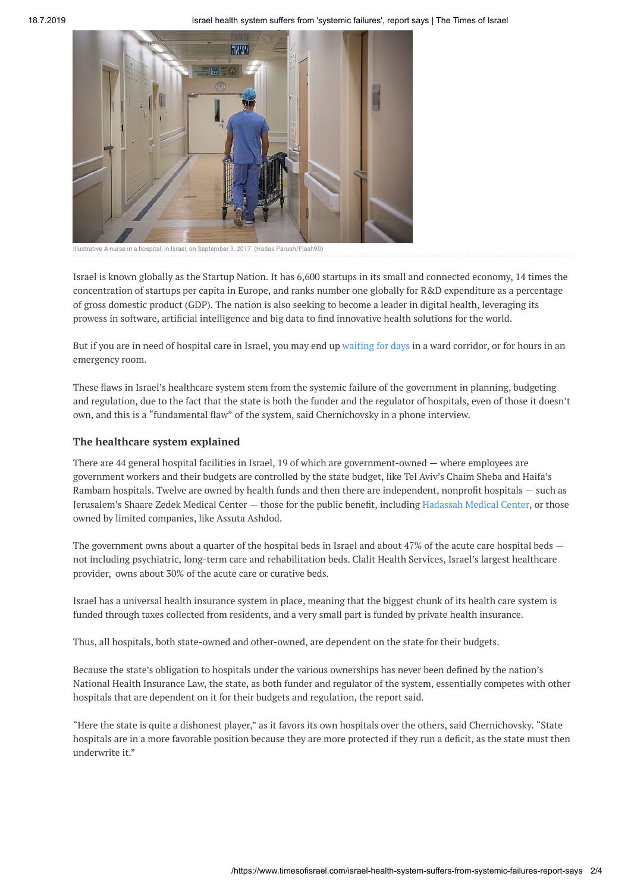Illustrative A nurse in a hospital, in Israel, on September 3, 2017. (Hadas Parush/Flash90)

Israel is known globally as the Startup Nation. It has 6,600 startups in its small and connected economy, 14 times the concentration of startups per capita in Europe, and ranks number one globally for R&D expenditure as a percentage of gross domestic product (GDP). The nation is also seeking to become a leader in digital health, leveraging its prowess in software, artificial intelligence and big data to find innovative health solutions for the world.

But if you are in need of hospital care in Israel, you may end up waiting for days in a ward corridor, or for hours in an emergency room.

These flaws in Israel's healthcare system stem from the systemic failure of the government in planning, budgeting and regulation, due to the fact that the state is both the funder and the regulator of hospitals, even of those it doesn't own, and this is a "fundamental flaw" of the system, said Chernichovsky in a phone interview.

### The healthcare system explained

There are 44 general hospital facilities in Israel, 19 of which are government-owned — where employees are government workers and their budgets are controlled by the state budget, like Tel Aviv's Chaim Sheba and Haifa's Rambam hospitals. Twelve are owned by health funds and then there are independent, nonprofit hospitals — such as Jerusalem's Shaare Zedek Medical Center — those for the public benefit, including Hadassah Medical Center, or those owned by limited companies, like Assuta Ashdod.

The government owns about a quarter of the hospital beds in Israel and about 47% of the acute care hospital beds — not including psychiatric, long-term care and rehabilitation beds. Clalit Health Services, Israel's largest healthcare provider, owns about 30% of the acute care or curative beds.

Israel has a universal health insurance system in place, meaning that the biggest chunk of its health care system is funded through taxes collected from residents, and a very small part is funded by private health insurance.

Thus, all hospitals, both state-owned and other-owned, are dependent on the state for their budgets.

Because the state's obligation to hospitals under the various ownerships has never been defined by the nation's National Health Insurance Law, the state, as both funder and regulator of the system, essentially competes with other hospitals that are dependent on it for their budgets and regulation, the report said.

"Here the state is quite a dishonest player," as it favors its own hospitals over the others, said Chernichovsky. "State hospitals are in a more favorable position because they are more protected if they run a deficit, as the state must then underwrite it."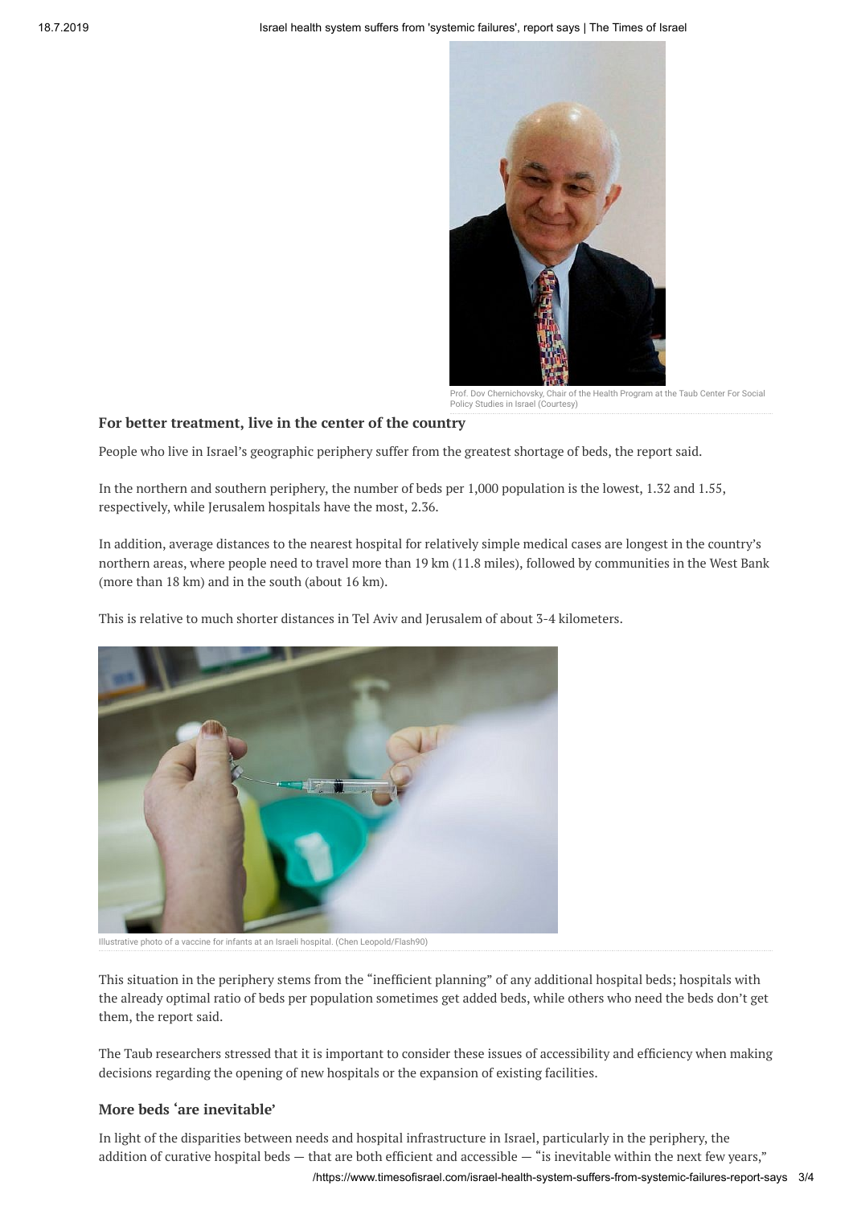Prof. Dov Chernichovsky, Chair of the Health Program at the Taub Center For Social Policy Studies in Israel (Courtesy)

### For better treatment, live in the center of the country

People who live in Israel's geographic periphery suffer from the greatest shortage of beds, the report said.

In the northern and southern periphery, the number of beds per 1,000 population is the lowest, 1.32 and 1.55, respectively, while Jerusalem hospitals have the most, 2.36.

In addition, average distances to the nearest hospital for relatively simple medical cases are longest in the country's northern areas, where people need to travel more than 19 km (11.8 miles), followed by communities in the West Bank (more than 18 km) and in the south (about 16 km).

This is relative to much shorter distances in Tel Aviv and Jerusalem of about 3-4 kilometers.

Illustrative photo of a vaccine for infants at an Israeli hospital. (Chen Leopold/Flash90)

This situation in the periphery stems from the "inefficient planning" of any additional hospital beds; hospitals with the already optimal ratio of beds per population sometimes get added beds, while others who need the beds don't get them, the report said.

The Taub researchers stressed that it is important to consider these issues of accessibility and efficiency when making decisions regarding the opening of new hospitals or the expansion of existing facilities.

### More beds 'are inevitable'

In light of the disparities between needs and hospital infrastructure in Israel, particularly in the periphery, the addition of curative hospital beds — that are both efficient and accessible — "is inevitable within the next few years,"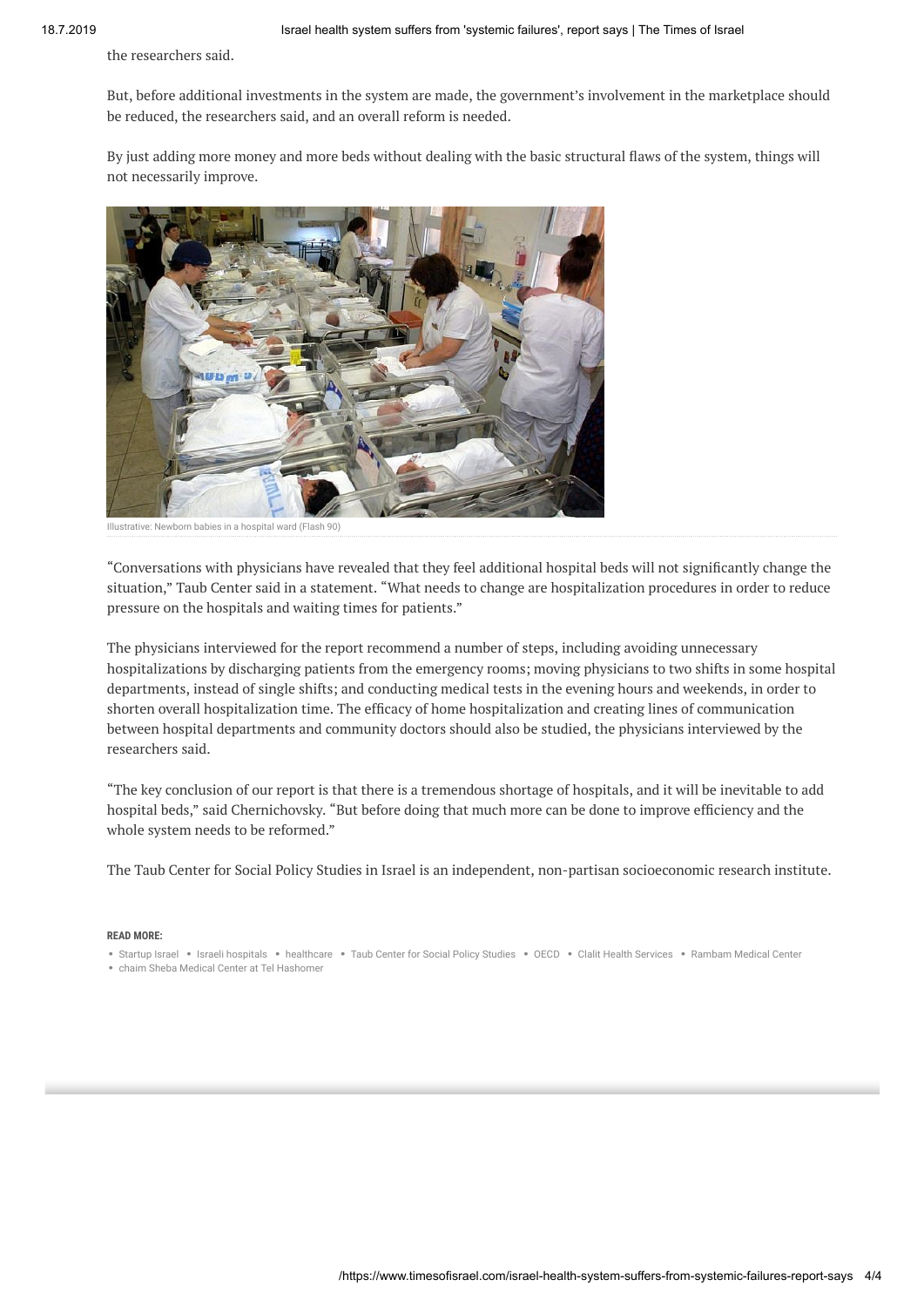the researchers said.

But, before additional investments in the system are made, the government's involvement in the marketplace should be reduced, the researchers said, and an overall reform is needed.

By just adding more money and more beds without dealing with the basic structural flaws of the system, things will not necessarily improve.

Illustrative: Newborn babies in a hospital ward (Flash 90)

"Conversations with physicians have revealed that they feel additional hospital beds will not significantly change the situation," Taub Center said in a statement. "What needs to change are hospitalization procedures in order to reduce pressure on the hospitals and waiting times for patients."

The physicians interviewed for the report recommend a number of steps, including avoiding unnecessary hospitalizations by discharging patients from the emergency rooms; moving physicians to two shifts in some hospital departments, instead of single shifts; and conducting medical tests in the evening hours and weekends, in order to shorten overall hospitalization time. The efficacy of home hospitalization and creating lines of communication between hospital departments and community doctors should also be studied, the physicians interviewed by the researchers said.

"The key conclusion of our report is that there is a tremendous shortage of hospitals, and it will be inevitable to add hospital beds," said Chernichovsky. "But before doing that much more can be done to improve efficiency and the whole system needs to be reformed."

The Taub Center for Social Policy Studies in Israel is an independent, non-partisan socioeconomic research institute.

**READ MORE:**

- Startup Israel
- Israeli hospitals
- healthcare
- Taub Center for Social Policy Studies
- OECD
- Clalit Health Services
- Rambam Medical Center
- chaim Sheba Medical Center at Tel Hashomer